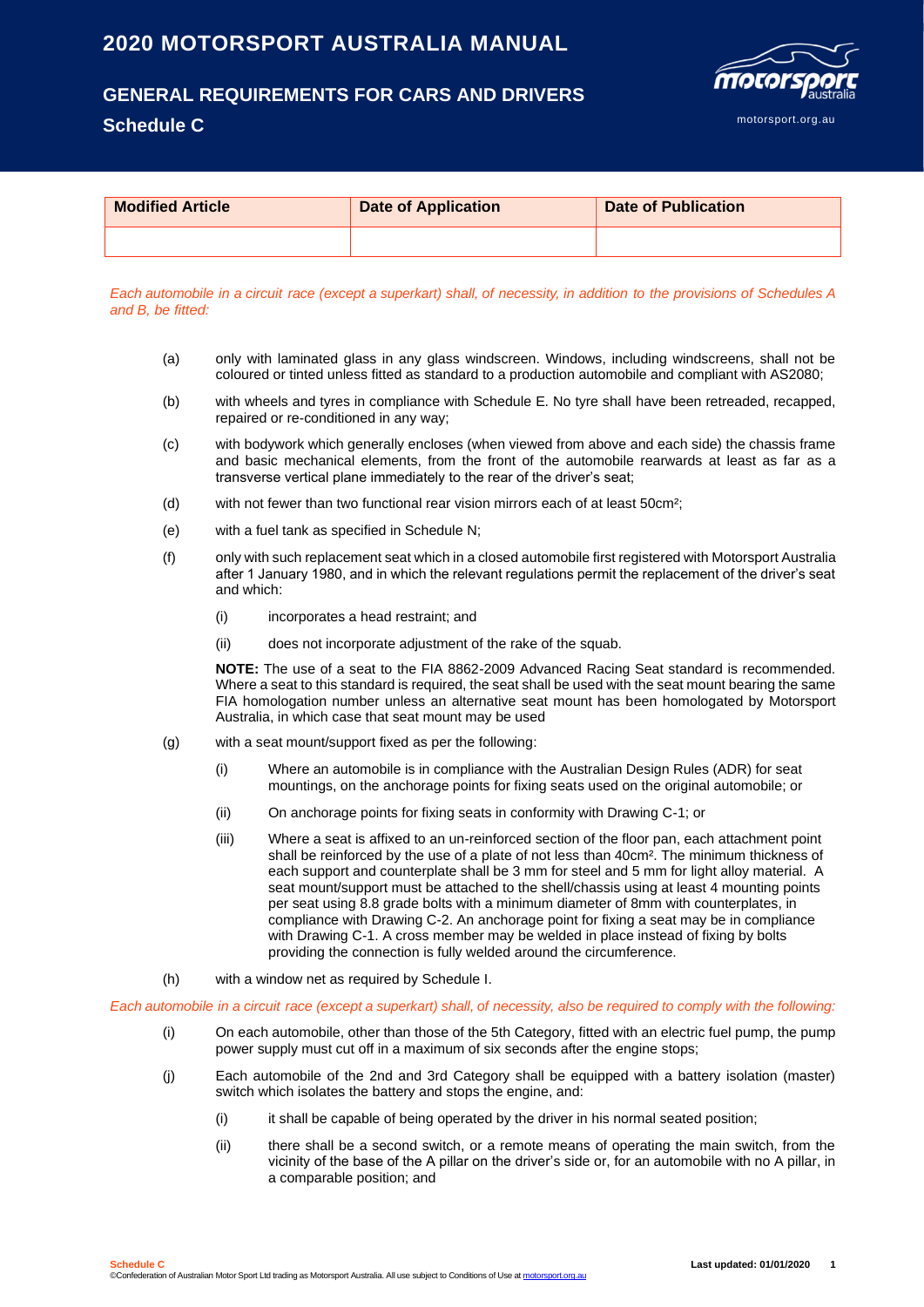# 2020 MOTORSPORT AUSTRALIA MANUAL

## GENERAL REQUIREMENTS FOR CARS AND DRIVERS

## Schedule C

| Modified Article | Date of Application | Date of Publication |
|---|---|---|
| | | |

*Each automobile in a circuit race (except a superkart) shall, of necessity, in addition to the provisions of Schedules A and B, be fitted:*

(a) only with laminated glass in any glass windscreen. Windows, including windscreens, shall not be coloured or tinted unless fitted as standard to a production automobile and compliant with AS2080;

(b) with wheels and tyres in compliance with Schedule E. No tyre shall have been retreaded, recapped, repaired or re-conditioned in any way;

(c) with bodywork which generally encloses (when viewed from above and each side) the chassis frame and basic mechanical elements, from the front of the automobile rearwards at least as far as a transverse vertical plane immediately to the rear of the driver's seat;

(d) with not fewer than two functional rear vision mirrors each of at least 50cm²;

(e) with a fuel tank as specified in Schedule N;

(f) only with such replacement seat which in a closed automobile first registered with Motorsport Australia after 1 January 1980, and in which the relevant regulations permit the replacement of the driver's seat and which:

  (i) incorporates a head restraint; and

  (ii) does not incorporate adjustment of the rake of the squab.

  **NOTE:** The use of a seat to the FIA 8862-2009 Advanced Racing Seat standard is recommended. Where a seat to this standard is required, the seat shall be used with the seat mount bearing the same FIA homologation number unless an alternative seat mount has been homologated by Motorsport Australia, in which case that seat mount may be used

(g) with a seat mount/support fixed as per the following:

  (i) Where an automobile is in compliance with the Australian Design Rules (ADR) for seat mountings, on the anchorage points for fixing seats used on the original automobile; or

  (ii) On anchorage points for fixing seats in conformity with Drawing C-1; or

  (iii) Where a seat is affixed to an un-reinforced section of the floor pan, each attachment point shall be reinforced by the use of a plate of not less than 40cm². The minimum thickness of each support and counterplate shall be 3 mm for steel and 5 mm for light alloy material. A seat mount/support must be attached to the shell/chassis using at least 4 mounting points per seat using 8.8 grade bolts with a minimum diameter of 8mm with counterplates, in compliance with Drawing C-2. An anchorage point for fixing a seat may be in compliance with Drawing C-1. A cross member may be welded in place instead of fixing by bolts providing the connection is fully welded around the circumference.

(h) with a window net as required by Schedule I.

*Each automobile in a circuit race (except a superkart) shall, of necessity, also be required to comply with the following:*

(i) On each automobile, other than those of the 5th Category, fitted with an electric fuel pump, the pump power supply must cut off in a maximum of six seconds after the engine stops;

(j) Each automobile of the 2nd and 3rd Category shall be equipped with a battery isolation (master) switch which isolates the battery and stops the engine, and:

  (i) it shall be capable of being operated by the driver in his normal seated position;

  (ii) there shall be a second switch, or a remote means of operating the main switch, from the vicinity of the base of the A pillar on the driver's side or, for an automobile with no A pillar, in a comparable position; and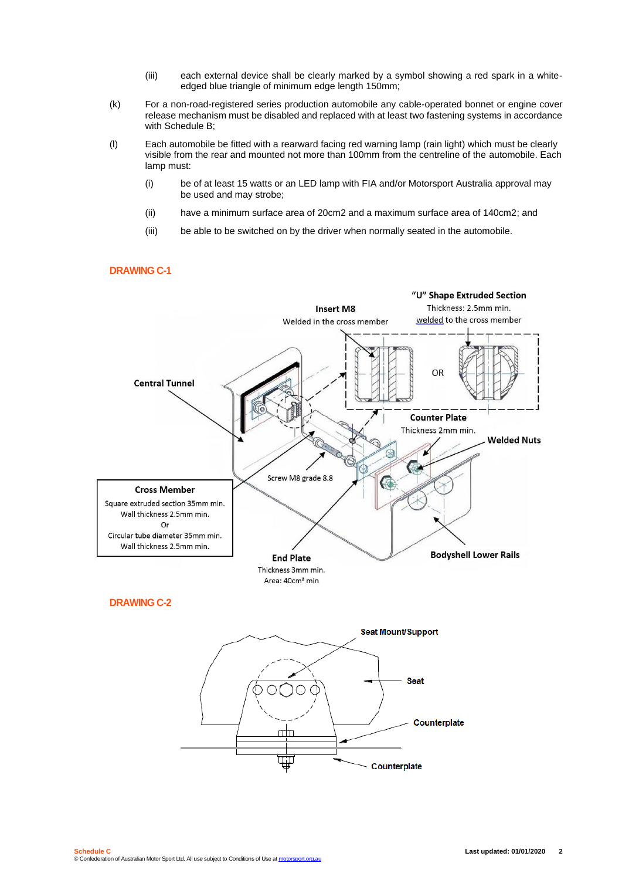(iii) each external device shall be clearly marked by a symbol showing a red spark in a white-edged blue triangle of minimum edge length 150mm;

(k) For a non-road-registered series production automobile any cable-operated bonnet or engine cover release mechanism must be disabled and replaced with at least two fastening systems in accordance with Schedule B;

(l) Each automobile be fitted with a rearward facing red warning lamp (rain light) which must be clearly visible from the rear and mounted not more than 100mm from the centreline of the automobile. Each lamp must:

(i) be of at least 15 watts or an LED lamp with FIA and/or Motorsport Australia approval may be used and may strobe;

(ii) have a minimum surface area of 20cm2 and a maximum surface area of 140cm2; and

(iii) be able to be switched on by the driver when normally seated in the automobile.

## DRAWING C-1

Insert M8
Welded in the cross member

"U" Shape Extruded Section
Thickness: 2.5mm min.
welded to the cross member

OR

Central Tunnel

Counter Plate
Thickness 2mm min.

Welded Nuts

Screw M8 grade 8.8

Cross Member
Square extruded section 35mm min.
Wall thickness 2.5mm min.
Or
Circular tube diameter 35mm min.
Wall thickness 2.5mm min.

End Plate
Thickness 3mm min.
Area: 40cm² min

Bodyshell Lower Rails

## DRAWING C-2

Seat Mount/Support

Seat

Counterplate

Counterplate